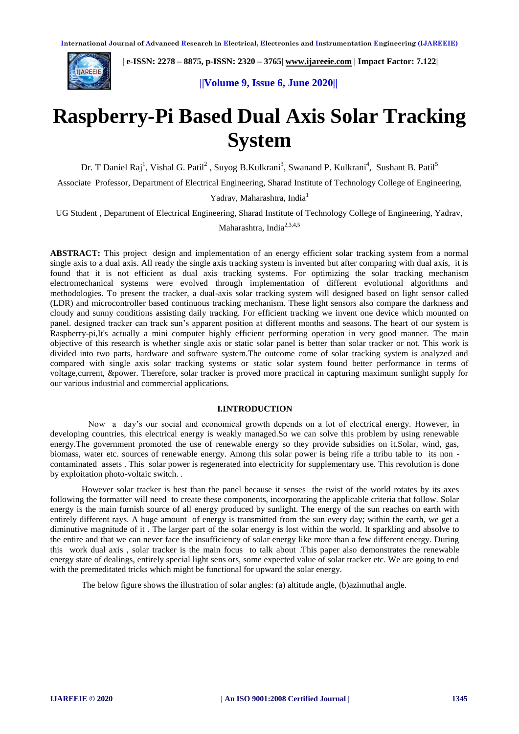# Raspberry-Pi Based Dual Axis Solar Tracking System

Dr. T Daniel Raj[1], Vishal G. Patil[2] , Suyog B.Kulkrani[3], Swanand P. Kulkrani[4], Sushant B. Patil[5]

Associate Professor, Department of Electrical Engineering, Sharad Institute of Technology College of Engineering, Yadrav, Maharashtra, India[1]

UG Student , Department of Electrical Engineering, Sharad Institute of Technology College of Engineering, Yadrav, Maharashtra, India[2,3,4,5]

**ABSTRACT:** This project design and implementation of an energy efficient solar tracking system from a normal single axis to a dual axis. All ready the single axis tracking system is invented but after comparing with dual axis, it is found that it is not efficient as dual axis tracking systems. For optimizing the solar tracking mechanism electromechanical systems were evolved through implementation of different evolutional algorithms and methodologies. To present the tracker, a dual-axis solar tracking system will designed based on light sensor called (LDR) and microcontroller based continuous tracking mechanism. These light sensors also compare the darkness and cloudy and sunny conditions assisting daily tracking. For efficient tracking we invent one device which mounted on panel. designed tracker can track sun's apparent position at different months and seasons. The heart of our system is Raspberry-pi,It's actually a mini computer highly efficient performing operation in very good manner. The main objective of this research is whether single axis or static solar panel is better than solar tracker or not. This work is divided into two parts, hardware and software system.The outcome come of solar tracking system is analyzed and compared with single axis solar tracking systems or static solar system found better performance in terms of voltage,current, &power. Therefore, solar tracker is proved more practical in capturing maximum sunlight supply for our various industrial and commercial applications.

## I.INTRODUCTION

Now a day's our social and economical growth depends on a lot of electrical energy. However, in developing countries, this electrical energy is weakly managed.So we can solve this problem by using renewable energy.The government promoted the use of renewable energy so they provide subsidies on it.Solar, wind, gas, biomass, water etc. sources of renewable energy. Among this solar power is being rife a ttribu table to its non - contaminated assets . This solar power is regenerated into electricity for supplementary use. This revolution is done by exploitation photo-voltaic switch. .

However solar tracker is best than the panel because it senses the twist of the world rotates by its axes following the formatter will need to create these components, incorporating the applicable criteria that follow. Solar energy is the main furnish source of all energy produced by sunlight. The energy of the sun reaches on earth with entirely different rays. A huge amount of energy is transmitted from the sun every day; within the earth, we get a diminutive magnitude of it . The larger part of the solar energy is lost within the world. It sparkling and absolve to the entire and that we can never face the insufficiency of solar energy like more than a few different energy. During this work dual axis , solar tracker is the main focus to talk about .This paper also demonstrates the renewable energy state of dealings, entirely special light sens ors, some expected value of solar tracker etc. We are going to end with the premeditated tricks which might be functional for upward the solar energy.

The below figure shows the illustration of solar angles: (a) altitude angle, (b)azimuthal angle.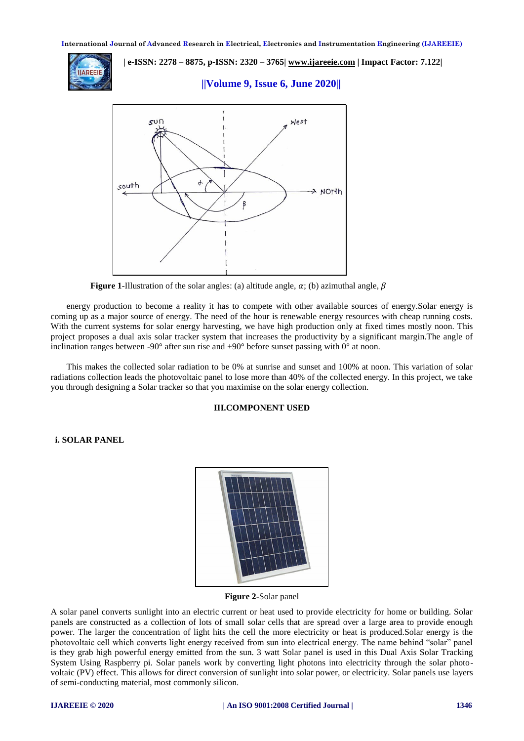Figure 1-Illustration of the solar angles: (a) altitude angle, $\alpha$; (b) azimuthal angle, $\beta$

energy production to become a reality it has to compete with other available sources of energy.Solar energy is coming up as a major source of energy. The need of the hour is renewable energy resources with cheap running costs. With the current systems for solar energy harvesting, we have high production only at fixed times mostly noon. This project proposes a dual axis solar tracker system that increases the productivity by a significant margin.The angle of inclination ranges between -90° after sun rise and +90° before sunset passing with 0° at noon.

This makes the collected solar radiation to be 0% at sunrise and sunset and 100% at noon. This variation of solar radiations collection leads the photovoltaic panel to lose more than 40% of the collected energy. In this project, we take you through designing a Solar tracker so that you maximise on the solar energy collection.

## III.COMPONENT USED

### i. SOLAR PANEL

**Figure 2**-Solar panel

A solar panel converts sunlight into an electric current or heat used to provide electricity for home or building. Solar panels are constructed as a collection of lots of small solar cells that are spread over a large area to provide enough power. The larger the concentration of light hits the cell the more electricity or heat is produced.Solar energy is the photovoltaic cell which converts light energy received from sun into electrical energy. The name behind "solar" panel is they grab high powerful energy emitted from the sun. 3 watt Solar panel is used in this Dual Axis Solar Tracking System Using Raspberry pi. Solar panels work by converting light photons into electricity through the solar photo-voltaic (PV) effect. This allows for direct conversion of sunlight into solar power, or electricity. Solar panels use layers of semi-conducting material, most commonly silicon.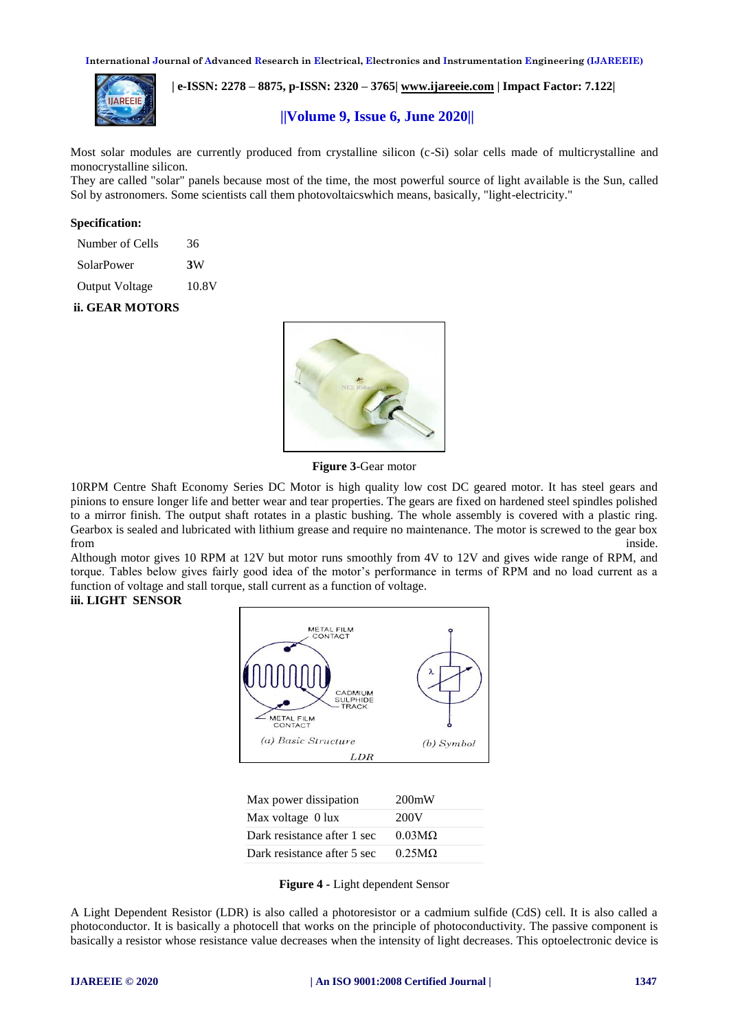Most solar modules are currently produced from crystalline silicon (c-Si) solar cells made of multicrystalline and monocrystalline silicon.
They are called "solar" panels because most of the time, the most powerful source of light available is the Sun, called Sol by astronomers. Some scientists call them photovoltaicswhich means, basically, "light-electricity."

**Specification:**

| | |
|---|---|
| Number of Cells | 36 |
| SolarPower | **3**W |
| Output Voltage | 10.8V |

**ii. GEAR MOTORS**

**Figure 3**-Gear motor

10RPM Centre Shaft Economy Series DC Motor is high quality low cost DC geared motor. It has steel gears and pinions to ensure longer life and better wear and tear properties. The gears are fixed on hardened steel spindles polished to a mirror finish. The output shaft rotates in a plastic bushing. The whole assembly is covered with a plastic ring. Gearbox is sealed and lubricated with lithium grease and require no maintenance. The motor is screwed to the gear box from inside.
Although motor gives 10 RPM at 12V but motor runs smoothly from 4V to 12V and gives wide range of RPM, and torque. Tables below gives fairly good idea of the motor's performance in terms of RPM and no load current as a function of voltage and stall torque, stall current as a function of voltage.

**iii. LIGHT SENSOR**

| | |
|---|---|
| Max power dissipation | 200mW |
| Max voltage 0 lux | 200V |
| Dark resistance after 1 sec | 0.03MΩ |
| Dark resistance after 5 sec | 0.25MΩ |

**Figure 4** - Light dependent Sensor

A Light Dependent Resistor (LDR) is also called a photoresistor or a cadmium sulfide (CdS) cell. It is also called a photoconductor. It is basically a photocell that works on the principle of photoconductivity. The passive component is basically a resistor whose resistance value decreases when the intensity of light decreases. This optoelectronic device is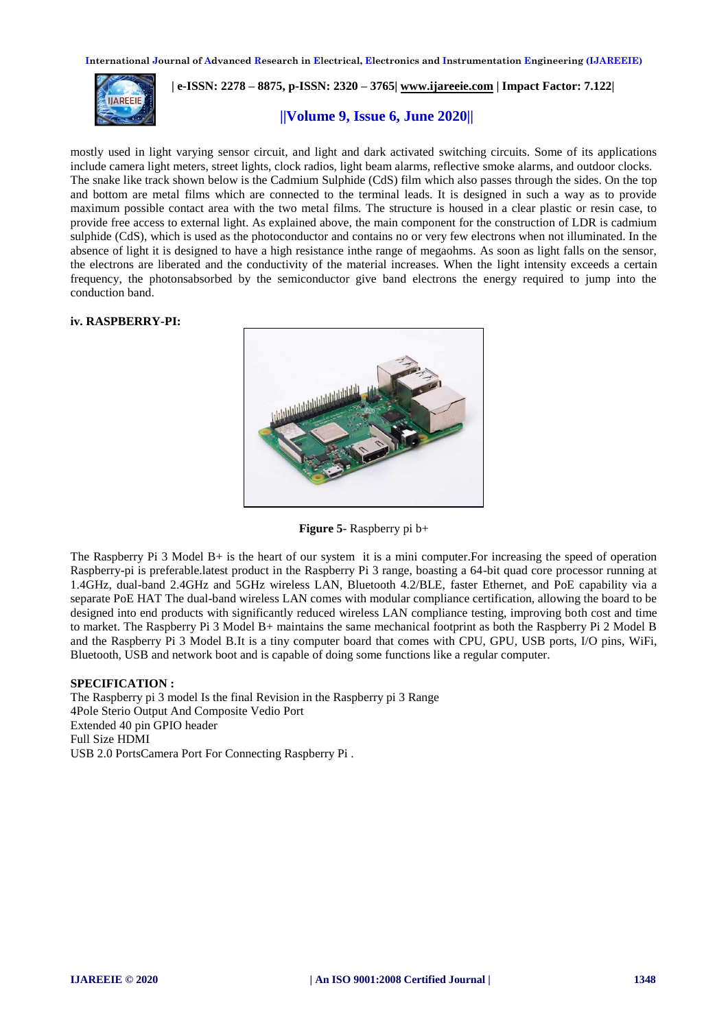mostly used in light varying sensor circuit, and light and dark activated switching circuits. Some of its applications include camera light meters, street lights, clock radios, light beam alarms, reflective smoke alarms, and outdoor clocks. The snake like track shown below is the Cadmium Sulphide (CdS) film which also passes through the sides. On the top and bottom are metal films which are connected to the terminal leads. It is designed in such a way as to provide maximum possible contact area with the two metal films. The structure is housed in a clear plastic or resin case, to provide free access to external light. As explained above, the main component for the construction of LDR is cadmium sulphide (CdS), which is used as the photoconductor and contains no or very few electrons when not illuminated. In the absence of light it is designed to have a high resistance inthe range of megaohms. As soon as light falls on the sensor, the electrons are liberated and the conductivity of the material increases. When the light intensity exceeds a certain frequency, the photonsabsorbed by the semiconductor give band electrons the energy required to jump into the conduction band.

### iv. RASPBERRY-PI:

**Figure 5**- Raspberry pi b+

The Raspberry Pi 3 Model B+ is the heart of our system it is a mini computer.For increasing the speed of operation Raspberry-pi is preferable.latest product in the Raspberry Pi 3 range, boasting a 64-bit quad core processor running at 1.4GHz, dual-band 2.4GHz and 5GHz wireless LAN, Bluetooth 4.2/BLE, faster Ethernet, and PoE capability via a separate PoE HAT The dual-band wireless LAN comes with modular compliance certification, allowing the board to be designed into end products with significantly reduced wireless LAN compliance testing, improving both cost and time to market. The Raspberry Pi 3 Model B+ maintains the same mechanical footprint as both the Raspberry Pi 2 Model B and the Raspberry Pi 3 Model B.It is a tiny computer board that comes with CPU, GPU, USB ports, I/O pins, WiFi, Bluetooth, USB and network boot and is capable of doing some functions like a regular computer.

**SPECIFICATION :**

The Raspberry pi 3 model Is the final Revision in the Raspberry pi 3 Range
4Pole Sterio Output And Composite Vedio Port
Extended 40 pin GPIO header
Full Size HDMI
USB 2.0 PortsCamera Port For Connecting Raspberry Pi .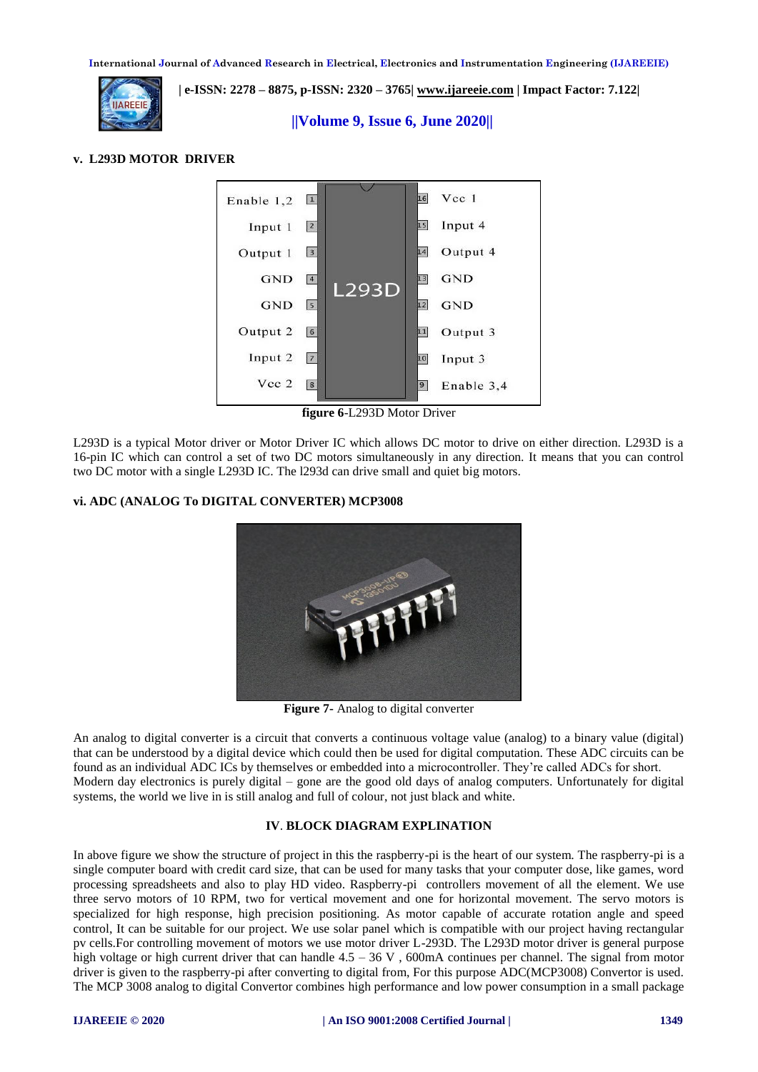### v. L293D MOTOR DRIVER

**figure 6**-L293D Motor Driver

L293D is a typical Motor driver or Motor Driver IC which allows DC motor to drive on either direction. L293D is a 16-pin IC which can control a set of two DC motors simultaneously in any direction. It means that you can control two DC motor with a single L293D IC. The l293d can drive small and quiet big motors.

### vi. ADC (ANALOG To DIGITAL CONVERTER) MCP3008

**Figure 7**- Analog to digital converter

An analog to digital converter is a circuit that converts a continuous voltage value (analog) to a binary value (digital) that can be understood by a digital device which could then be used for digital computation. These ADC circuits can be found as an individual ADC ICs by themselves or embedded into a microcontroller. They're called ADCs for short. Modern day electronics is purely digital – gone are the good old days of analog computers. Unfortunately for digital systems, the world we live in is still analog and full of colour, not just black and white.

## IV. BLOCK DIAGRAM EXPLINATION

In above figure we show the structure of project in this the raspberry-pi is the heart of our system. The raspberry-pi is a single computer board with credit card size, that can be used for many tasks that your computer dose, like games, word processing spreadsheets and also to play HD video. Raspberry-pi controllers movement of all the element. We use three servo motors of 10 RPM, two for vertical movement and one for horizontal movement. The servo motors is specialized for high response, high precision positioning. As motor capable of accurate rotation angle and speed control, It can be suitable for our project. We use solar panel which is compatible with our project having rectangular pv cells.For controlling movement of motors we use motor driver L-293D. The L293D motor driver is general purpose high voltage or high current driver that can handle 4.5 – 36 V , 600mA continues per channel. The signal from motor driver is given to the raspberry-pi after converting to digital from, For this purpose ADC(MCP3008) Convertor is used. The MCP 3008 analog to digital Convertor combines high performance and low power consumption in a small package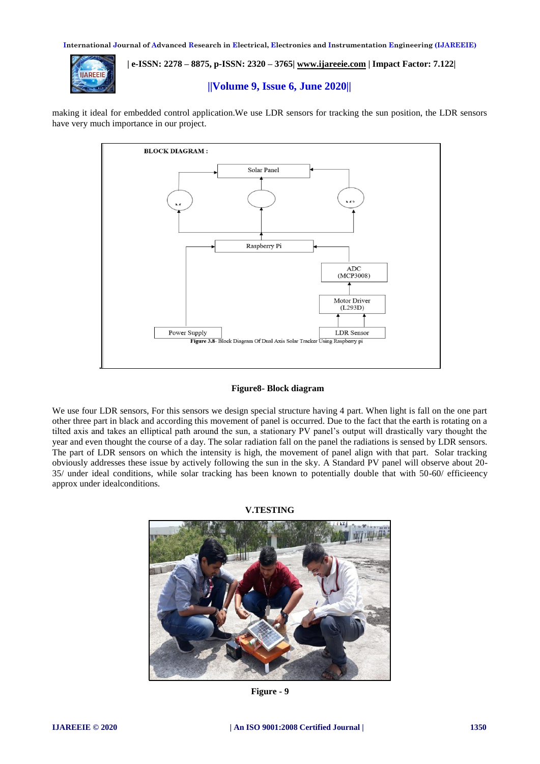making it ideal for embedded control application.We use LDR sensors for tracking the sun position, the LDR sensors have very much importance in our project.

**Figure8- Block diagram**

We use four LDR sensors, For this sensors we design special structure having 4 part. When light is fall on the one part other three part in black and according this movement of panel is occurred. Due to the fact that the earth is rotating on a tilted axis and takes an elliptical path around the sun, a stationary PV panel's output will drastically vary thought the year and even thought the course of a day. The solar radiation fall on the panel the radiations is sensed by LDR sensors. The part of LDR sensors on which the intensity is high, the movement of panel align with that part. Solar tracking obviously addresses these issue by actively following the sun in the sky. A Standard PV panel will observe about 20-35/ under ideal conditions, while solar tracking has been known to potentially double that with 50-60/ efficieency approx under idealconditions.

## V.TESTING

**Figure - 9**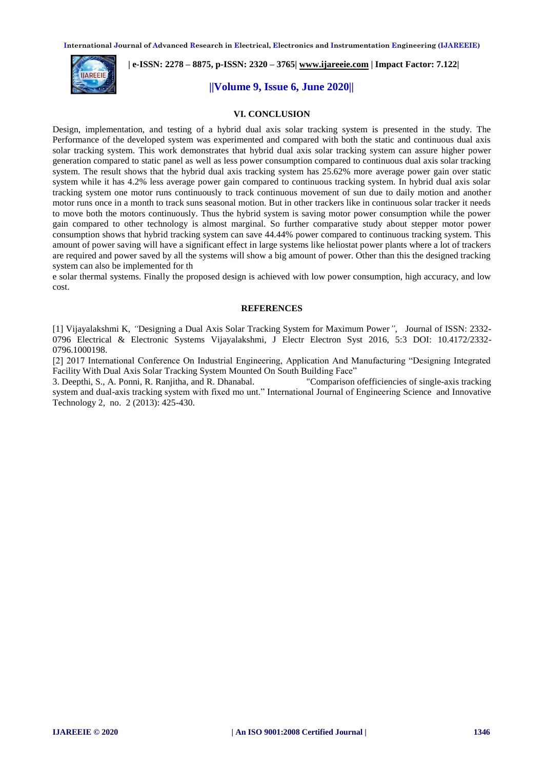## VI. CONCLUSION

Design, implementation, and testing of a hybrid dual axis solar tracking system is presented in the study. The Performance of the developed system was experimented and compared with both the static and continuous dual axis solar tracking system. This work demonstrates that hybrid dual axis solar tracking system can assure higher power generation compared to static panel as well as less power consumption compared to continuous dual axis solar tracking system. The result shows that the hybrid dual axis tracking system has 25.62% more average power gain over static system while it has 4.2% less average power gain compared to continuous tracking system. In hybrid dual axis solar tracking system one motor runs continuously to track continuous movement of sun due to daily motion and another motor runs once in a month to track suns seasonal motion. But in other trackers like in continuous solar tracker it needs to move both the motors continuously. Thus the hybrid system is saving motor power consumption while the power gain compared to other technology is almost marginal. So further comparative study about stepper motor power consumption shows that hybrid tracking system can save 44.44% power compared to continuous tracking system. This amount of power saving will have a significant effect in large systems like heliostat power plants where a lot of trackers are required and power saved by all the systems will show a big amount of power. Other than this the designed tracking system can also be implemented for th

e solar thermal systems. Finally the proposed design is achieved with low power consumption, high accuracy, and low cost.

## REFERENCES

[1] Vijayalakshmi K, *"*Designing a Dual Axis Solar Tracking System for Maximum Power*"*, Journal of ISSN: 2332-0796 Electrical & Electronic Systems Vijayalakshmi, J Electr Electron Syst 2016, 5:3 DOI: 10.4172/2332-0796.1000198.

[2] 2017 International Conference On Industrial Engineering, Application And Manufacturing "Designing Integrated Facility With Dual Axis Solar Tracking System Mounted On South Building Face"

3. Deepthi, S., A. Ponni, R. Ranjitha, and R. Dhanabal. "Comparison ofefficiencies of single-axis tracking system and dual-axis tracking system with fixed mo unt." International Journal of Engineering Science and Innovative Technology 2, no. 2 (2013): 425-430.